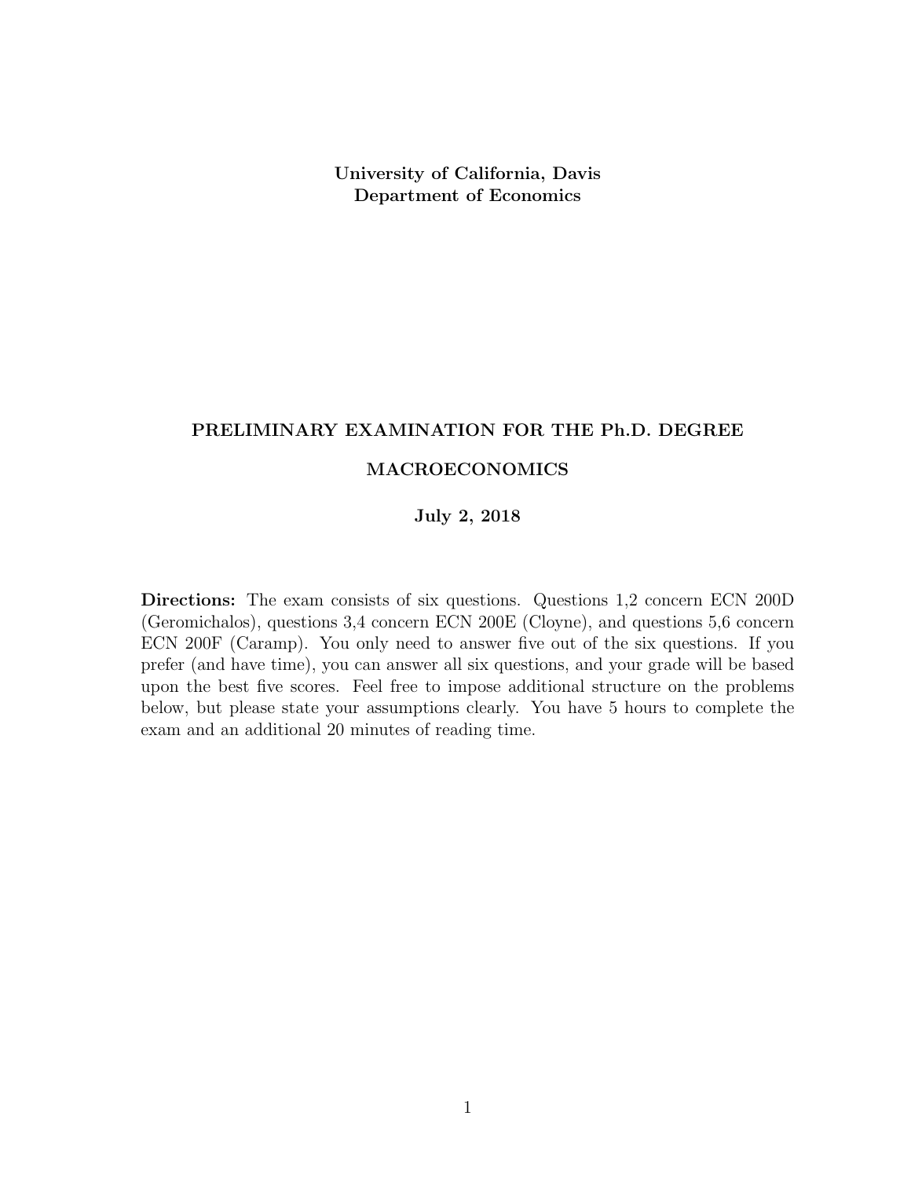**University of California, Davis**
**Department of Economics**

**PRELIMINARY EXAMINATION FOR THE Ph.D. DEGREE**

**MACROECONOMICS**

**July 2, 2018**

**Directions:** The exam consists of six questions. Questions 1,2 concern ECN 200D (Geromichalos), questions 3,4 concern ECN 200E (Cloyne), and questions 5,6 concern ECN 200F (Caramp). You only need to answer five out of the six questions. If you prefer (and have time), you can answer all six questions, and your grade will be based upon the best five scores. Feel free to impose additional structure on the problems below, but please state your assumptions clearly. You have 5 hours to complete the exam and an additional 20 minutes of reading time.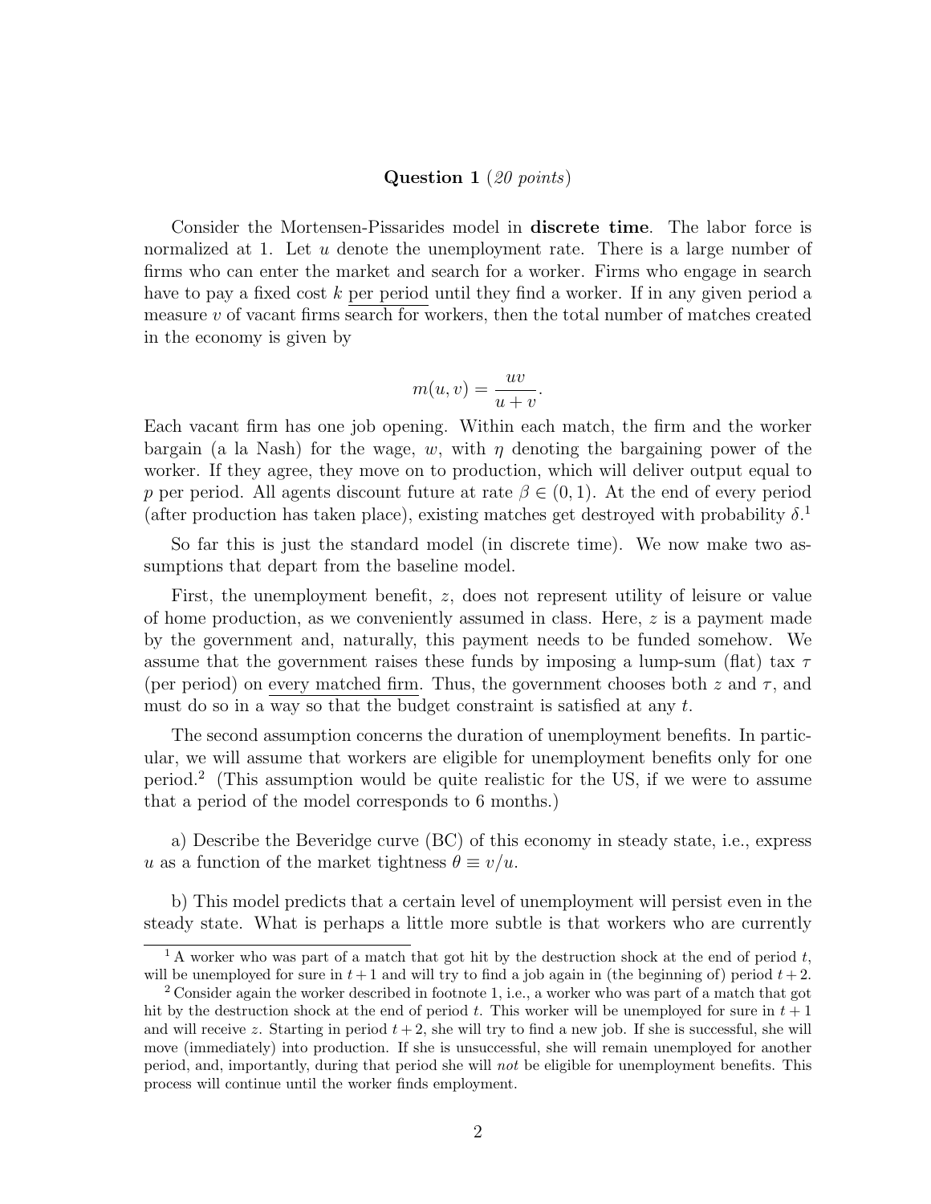**Question 1** (*20 points*)

Consider the Mortensen-Pissarides model in **discrete time**. The labor force is normalized at 1. Let $u$ denote the unemployment rate. There is a large number of firms who can enter the market and search for a worker. Firms who engage in search have to pay a fixed cost $k$ per period until they find a worker. If in any given period a measure $v$ of vacant firms search for workers, then the total number of matches created in the economy is given by

$$m(u, v) = \frac{uv}{u + v}.$$

Each vacant firm has one job opening. Within each match, the firm and the worker bargain (a la Nash) for the wage, $w$, with $\eta$ denoting the bargaining power of the worker. If they agree, they move on to production, which will deliver output equal to $p$ per period. All agents discount future at rate $\beta \in (0, 1)$. At the end of every period (after production has taken place), existing matches get destroyed with probability $\delta$.[1]

So far this is just the standard model (in discrete time). We now make two assumptions that depart from the baseline model.

First, the unemployment benefit, $z$, does not represent utility of leisure or value of home production, as we conveniently assumed in class. Here, $z$ is a payment made by the government and, naturally, this payment needs to be funded somehow. We assume that the government raises these funds by imposing a lump-sum (flat) tax $\tau$ (per period) on every matched firm. Thus, the government chooses both $z$ and $\tau$, and must do so in a way so that the budget constraint is satisfied at any $t$.

The second assumption concerns the duration of unemployment benefits. In particular, we will assume that workers are eligible for unemployment benefits only for one period.[2] (This assumption would be quite realistic for the US, if we were to assume that a period of the model corresponds to 6 months.)

a) Describe the Beveridge curve (BC) of this economy in steady state, i.e., express $u$ as a function of the market tightness $\theta \equiv v/u$.

b) This model predicts that a certain level of unemployment will persist even in the steady state. What is perhaps a little more subtle is that workers who are currently

[1] A worker who was part of a match that got hit by the destruction shock at the end of period $t$, will be unemployed for sure in $t + 1$ and will try to find a job again in (the beginning of) period $t + 2$.

[2] Consider again the worker described in footnote 1, i.e., a worker who was part of a match that got hit by the destruction shock at the end of period $t$. This worker will be unemployed for sure in $t + 1$ and will receive $z$. Starting in period $t + 2$, she will try to find a new job. If she is successful, she will move (immediately) into production. If she is unsuccessful, she will remain unemployed for another period, and, importantly, during that period she will *not* be eligible for unemployment benefits. This process will continue until the worker finds employment.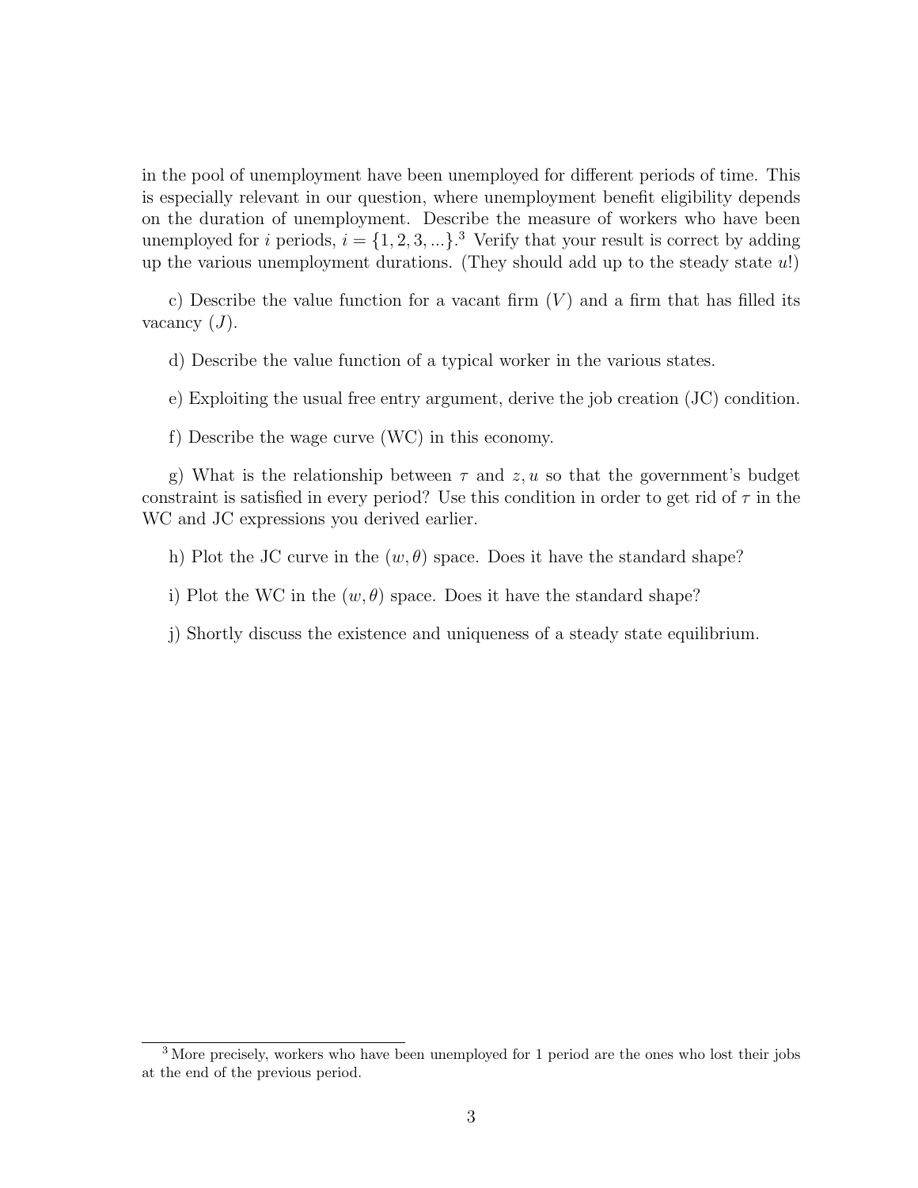in the pool of unemployment have been unemployed for different periods of time. This is especially relevant in our question, where unemployment benefit eligibility depends on the duration of unemployment. Describe the measure of workers who have been unemployed for $i$ periods, $i = \{1, 2, 3, ...\}$.[3] Verify that your result is correct by adding up the various unemployment durations. (They should add up to the steady state $u$!)

c) Describe the value function for a vacant firm ($V$) and a firm that has filled its vacancy ($J$).

d) Describe the value function of a typical worker in the various states.

e) Exploiting the usual free entry argument, derive the job creation (JC) condition.

f) Describe the wage curve (WC) in this economy.

g) What is the relationship between $\tau$ and $z, u$ so that the government's budget constraint is satisfied in every period? Use this condition in order to get rid of $\tau$ in the WC and JC expressions you derived earlier.

h) Plot the JC curve in the $(w, \theta)$ space. Does it have the standard shape?

i) Plot the WC in the $(w, \theta)$ space. Does it have the standard shape?

j) Shortly discuss the existence and uniqueness of a steady state equilibrium.

[3] More precisely, workers who have been unemployed for 1 period are the ones who lost their jobs at the end of the previous period.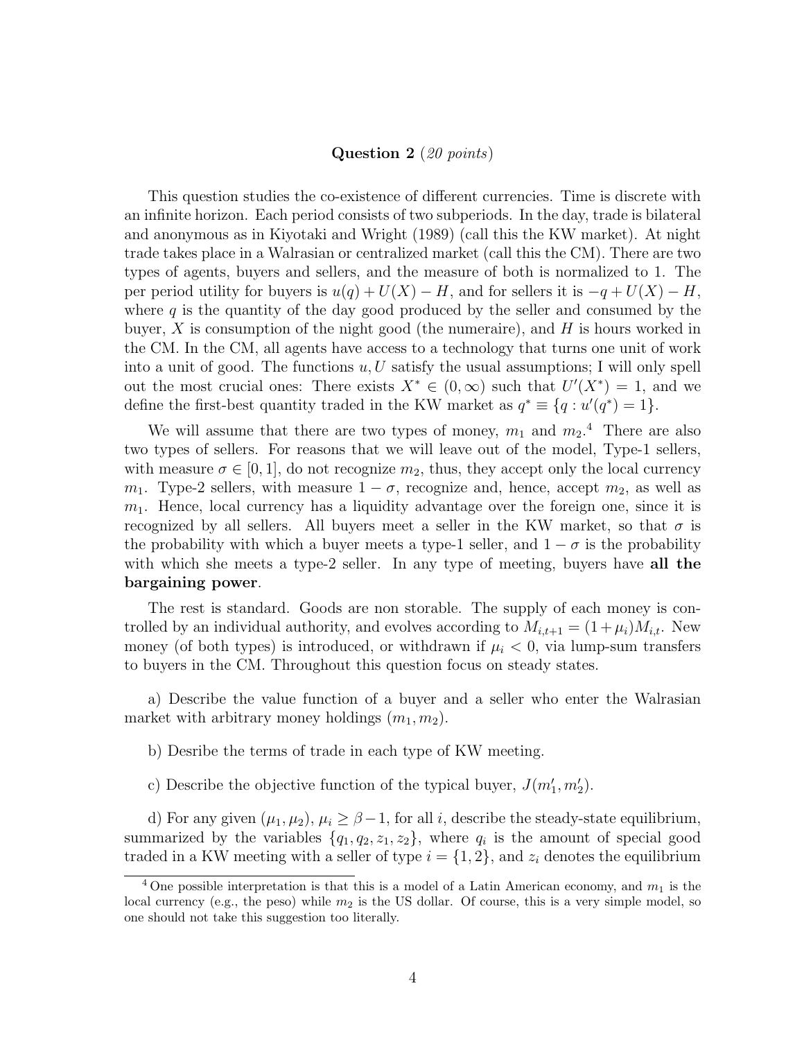**Question 2** (*20 points*)

This question studies the co-existence of different currencies. Time is discrete with an infinite horizon. Each period consists of two subperiods. In the day, trade is bilateral and anonymous as in Kiyotaki and Wright (1989) (call this the KW market). At night trade takes place in a Walrasian or centralized market (call this the CM). There are two types of agents, buyers and sellers, and the measure of both is normalized to 1. The per period utility for buyers is $u(q) + U(X) - H$, and for sellers it is $-q + U(X) - H$, where $q$ is the quantity of the day good produced by the seller and consumed by the buyer, $X$ is consumption of the night good (the numeraire), and $H$ is hours worked in the CM. In the CM, all agents have access to a technology that turns one unit of work into a unit of good. The functions $u, U$ satisfy the usual assumptions; I will only spell out the most crucial ones: There exists $X^* \in (0, \infty)$ such that $U'(X^*) = 1$, and we define the first-best quantity traded in the KW market as $q^* \equiv \{q : u'(q^*) = 1\}$.

We will assume that there are two types of money, $m_1$ and $m_2$.[4] There are also two types of sellers. For reasons that we will leave out of the model, Type-1 sellers, with measure $\sigma \in [0, 1]$, do not recognize $m_2$, thus, they accept only the local currency $m_1$. Type-2 sellers, with measure $1 - \sigma$, recognize and, hence, accept $m_2$, as well as $m_1$. Hence, local currency has a liquidity advantage over the foreign one, since it is recognized by all sellers. All buyers meet a seller in the KW market, so that $\sigma$ is the probability with which a buyer meets a type-1 seller, and $1 - \sigma$ is the probability with which she meets a type-2 seller. In any type of meeting, buyers have **all the bargaining power**.

The rest is standard. Goods are non storable. The supply of each money is controlled by an individual authority, and evolves according to $M_{i,t+1} = (1 + \mu_i)M_{i,t}$. New money (of both types) is introduced, or withdrawn if $\mu_i < 0$, via lump-sum transfers to buyers in the CM. Throughout this question focus on steady states.

a) Describe the value function of a buyer and a seller who enter the Walrasian market with arbitrary money holdings $(m_1, m_2)$.

b) Desribe the terms of trade in each type of KW meeting.

c) Describe the objective function of the typical buyer, $J(m_1', m_2')$.

d) For any given $(\mu_1, \mu_2)$, $\mu_i \geq \beta - 1$, for all $i$, describe the steady-state equilibrium, summarized by the variables $\{q_1, q_2, z_1, z_2\}$, where $q_i$ is the amount of special good traded in a KW meeting with a seller of type $i = \{1, 2\}$, and $z_i$ denotes the equilibrium

[4] One possible interpretation is that this is a model of a Latin American economy, and $m_1$ is the local currency (e.g., the peso) while $m_2$ is the US dollar. Of course, this is a very simple model, so one should not take this suggestion too literally.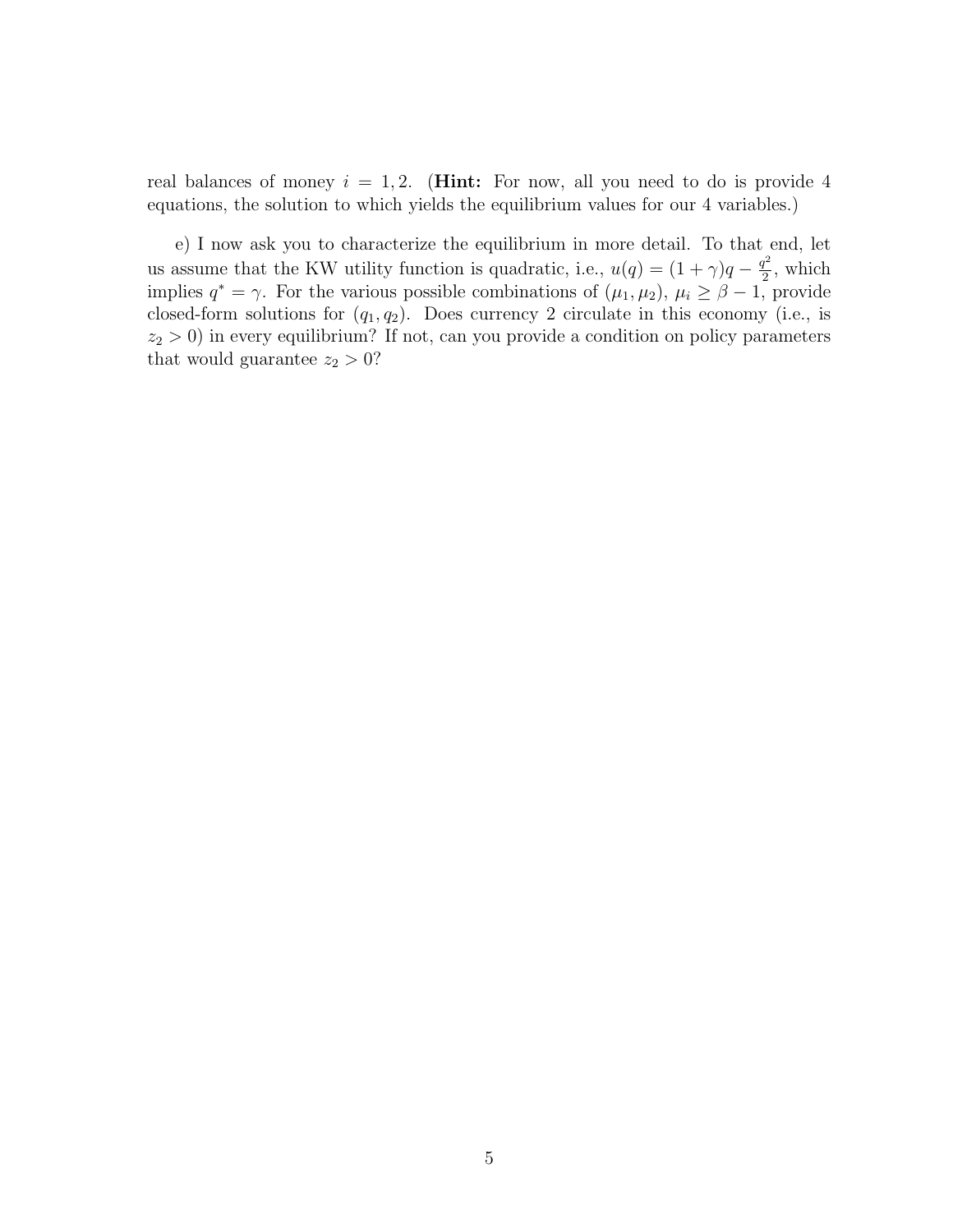real balances of money $i = 1, 2$. (**Hint:** For now, all you need to do is provide 4 equations, the solution to which yields the equilibrium values for our 4 variables.)

e) I now ask you to characterize the equilibrium in more detail. To that end, let us assume that the KW utility function is quadratic, i.e., $u(q) = (1 + \gamma)q - \frac{q^2}{2}$, which implies $q^* = \gamma$. For the various possible combinations of $(\mu_1, \mu_2)$, $\mu_i \geq \beta - 1$, provide closed-form solutions for $(q_1, q_2)$. Does currency 2 circulate in this economy (i.e., is $z_2 > 0$) in every equilibrium? If not, can you provide a condition on policy parameters that would guarantee $z_2 > 0$?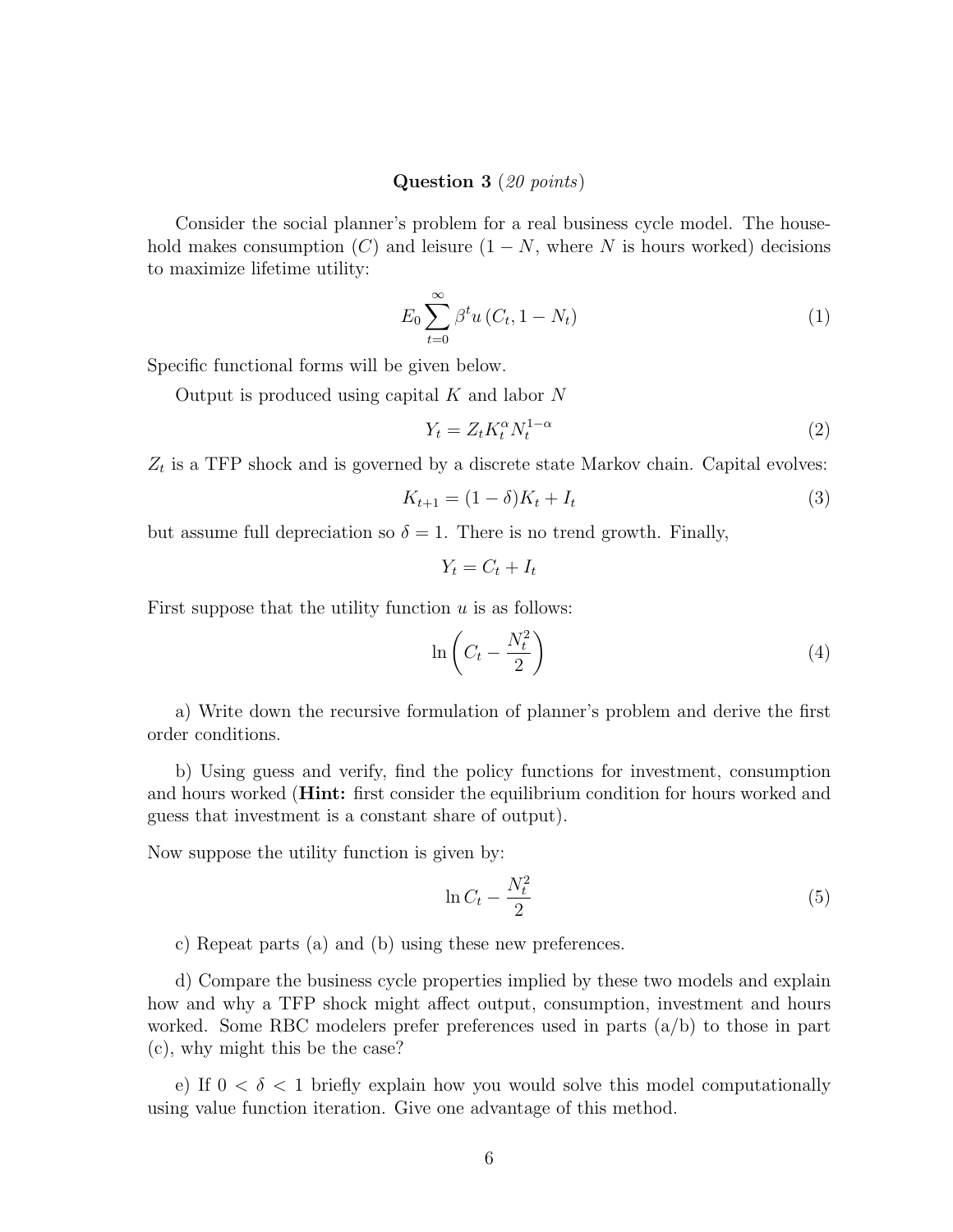**Question 3** (*20 points*)

Consider the social planner's problem for a real business cycle model. The household makes consumption ($C$) and leisure ($1 - N$, where $N$ is hours worked) decisions to maximize lifetime utility:

$$E_0 \sum_{t=0}^{\infty} \beta^t u\left(C_t, 1 - N_t\right) \tag{1}$$

Specific functional forms will be given below.

Output is produced using capital $K$ and labor $N$

$$Y_t = Z_t K_t^{\alpha} N_t^{1-\alpha} \tag{2}$$

$Z_t$ is a TFP shock and is governed by a discrete state Markov chain. Capital evolves:

$$K_{t+1} = (1 - \delta) K_t + I_t \tag{3}$$

but assume full depreciation so $\delta = 1$. There is no trend growth. Finally,

$$Y_t = C_t + I_t$$

First suppose that the utility function $u$ is as follows:

$$\ln\left(C_t - \frac{N_t^2}{2}\right) \tag{4}$$

a) Write down the recursive formulation of planner's problem and derive the first order conditions.

b) Using guess and verify, find the policy functions for investment, consumption and hours worked (**Hint:** first consider the equilibrium condition for hours worked and guess that investment is a constant share of output).

Now suppose the utility function is given by:

$$\ln C_t - \frac{N_t^2}{2} \tag{5}$$

c) Repeat parts (a) and (b) using these new preferences.

d) Compare the business cycle properties implied by these two models and explain how and why a TFP shock might affect output, consumption, investment and hours worked. Some RBC modelers prefer preferences used in parts (a/b) to those in part (c), why might this be the case?

e) If $0 < \delta < 1$ briefly explain how you would solve this model computationally using value function iteration. Give one advantage of this method.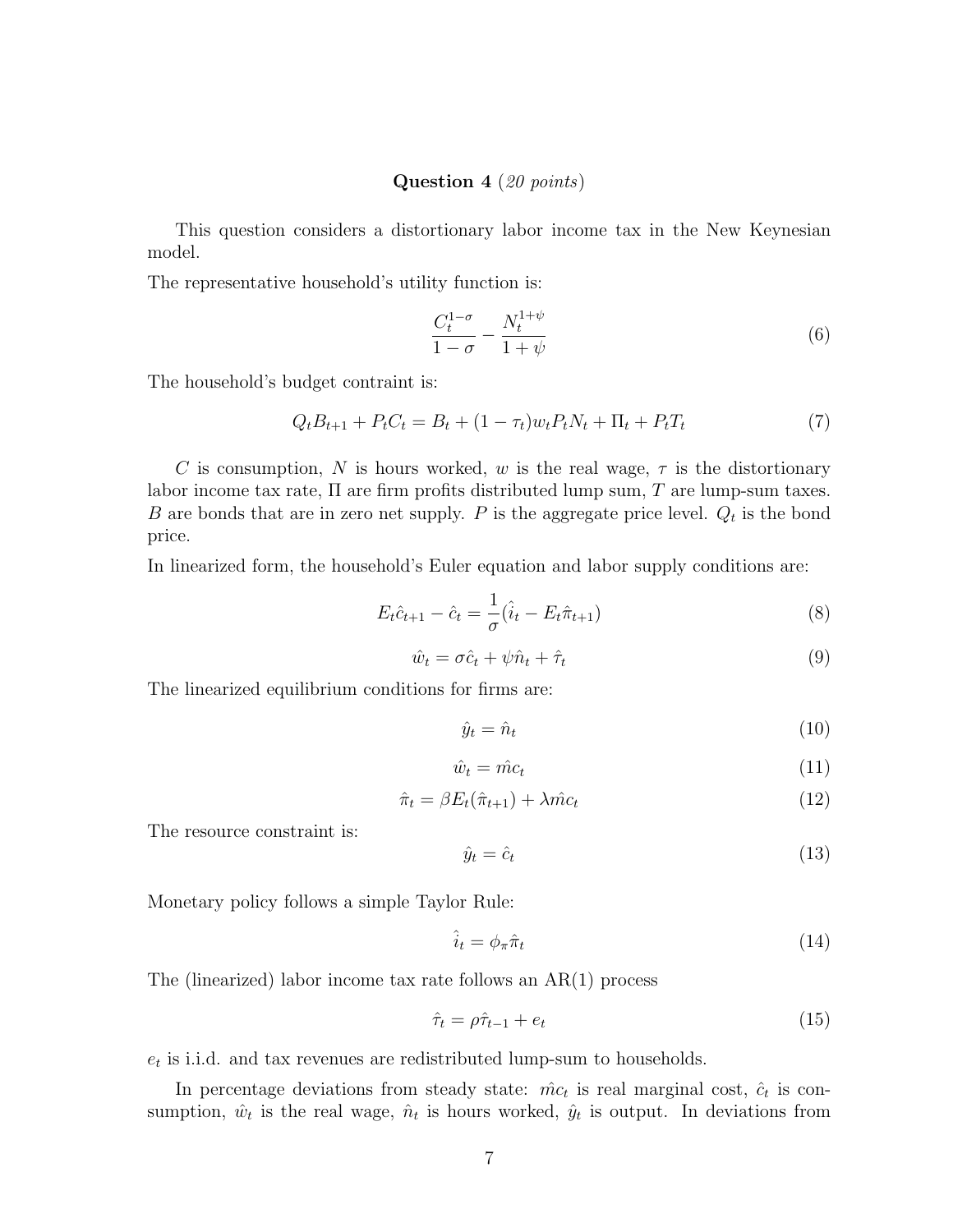**Question 4** (*20 points*)

This question considers a distortionary labor income tax in the New Keynesian model.

The representative household's utility function is:

$$\frac{C_t^{1-\sigma}}{1-\sigma} - \frac{N_t^{1+\psi}}{1+\psi} \tag{6}$$

The household's budget contraint is:

$$Q_t B_{t+1} + P_t C_t = B_t + (1-\tau_t) w_t P_t N_t + \Pi_t + P_t T_t \tag{7}$$

$C$ is consumption, $N$ is hours worked, $w$ is the real wage, $\tau$ is the distortionary labor income tax rate, $\Pi$ are firm profits distributed lump sum, $T$ are lump-sum taxes. $B$ are bonds that are in zero net supply. $P$ is the aggregate price level. $Q_t$ is the bond price.

In linearized form, the household's Euler equation and labor supply conditions are:

$$E_t \hat{c}_{t+1} - \hat{c}_t = \frac{1}{\sigma}(\hat{i}_t - E_t \hat{\pi}_{t+1}) \tag{8}$$

$$\hat{w}_t = \sigma \hat{c}_t + \psi \hat{n}_t + \hat{\tau}_t \tag{9}$$

The linearized equilibrium conditions for firms are:

$$\hat{y}_t = \hat{n}_t \tag{10}$$

$$\hat{w}_t = \hat{mc}_t \tag{11}$$

$$\hat{\pi}_t = \beta E_t(\hat{\pi}_{t+1}) + \lambda \hat{mc}_t \tag{12}$$

The resource constraint is:

$$\hat{y}_t = \hat{c}_t \tag{13}$$

Monetary policy follows a simple Taylor Rule:

$$\hat{i}_t = \phi_\pi \hat{\pi}_t \tag{14}$$

The (linearized) labor income tax rate follows an AR(1) process

$$\hat{\tau}_t = \rho \hat{\tau}_{t-1} + e_t \tag{15}$$

$e_t$ is i.i.d. and tax revenues are redistributed lump-sum to households.

In percentage deviations from steady state: $\hat{mc}_t$ is real marginal cost, $\hat{c}_t$ is consumption, $\hat{w}_t$ is the real wage, $\hat{n}_t$ is hours worked, $\hat{y}_t$ is output. In deviations from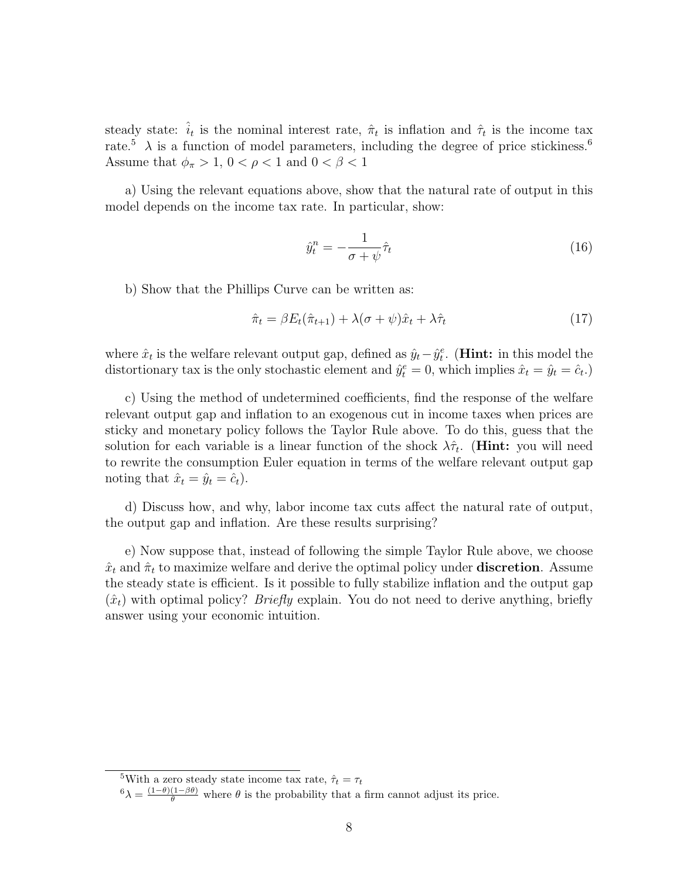steady state: $\hat{i}_t$ is the nominal interest rate, $\hat{\pi}_t$ is inflation and $\hat{\tau}_t$ is the income tax rate.[5] $\lambda$ is a function of model parameters, including the degree of price stickiness.[6] Assume that $\phi_\pi > 1$, $0 < \rho < 1$ and $0 < \beta < 1$

a) Using the relevant equations above, show that the natural rate of output in this model depends on the income tax rate. In particular, show:

$$\hat{y}_t^n = -\frac{1}{\sigma + \psi}\hat{\tau}_t \tag{16}$$

b) Show that the Phillips Curve can be written as:

$$\hat{\pi}_t = \beta E_t(\hat{\pi}_{t+1}) + \lambda(\sigma + \psi)\hat{x}_t + \lambda\hat{\tau}_t \tag{17}$$

where $\hat{x}_t$ is the welfare relevant output gap, defined as $\hat{y}_t - \hat{y}_t^e$. (**Hint:** in this model the distortionary tax is the only stochastic element and $\hat{y}_t^e = 0$, which implies $\hat{x}_t = \hat{y}_t = \hat{c}_t$.)

c) Using the method of undetermined coefficients, find the response of the welfare relevant output gap and inflation to an exogenous cut in income taxes when prices are sticky and monetary policy follows the Taylor Rule above. To do this, guess that the solution for each variable is a linear function of the shock $\lambda\hat{\tau}_t$. (**Hint:** you will need to rewrite the consumption Euler equation in terms of the welfare relevant output gap noting that $\hat{x}_t = \hat{y}_t = \hat{c}_t$).

d) Discuss how, and why, labor income tax cuts affect the natural rate of output, the output gap and inflation. Are these results surprising?

e) Now suppose that, instead of following the simple Taylor Rule above, we choose $\hat{x}_t$ and $\hat{\pi}_t$ to maximize welfare and derive the optimal policy under **discretion**. Assume the steady state is efficient. Is it possible to fully stabilize inflation and the output gap ($\hat{x}_t$) with optimal policy? *Briefly* explain. You do not need to derive anything, briefly answer using your economic intuition.

[5] With a zero steady state income tax rate, $\hat{\tau}_t = \tau_t$

[6] $\lambda = \frac{(1-\theta)(1-\beta\theta)}{\theta}$ where $\theta$ is the probability that a firm cannot adjust its price.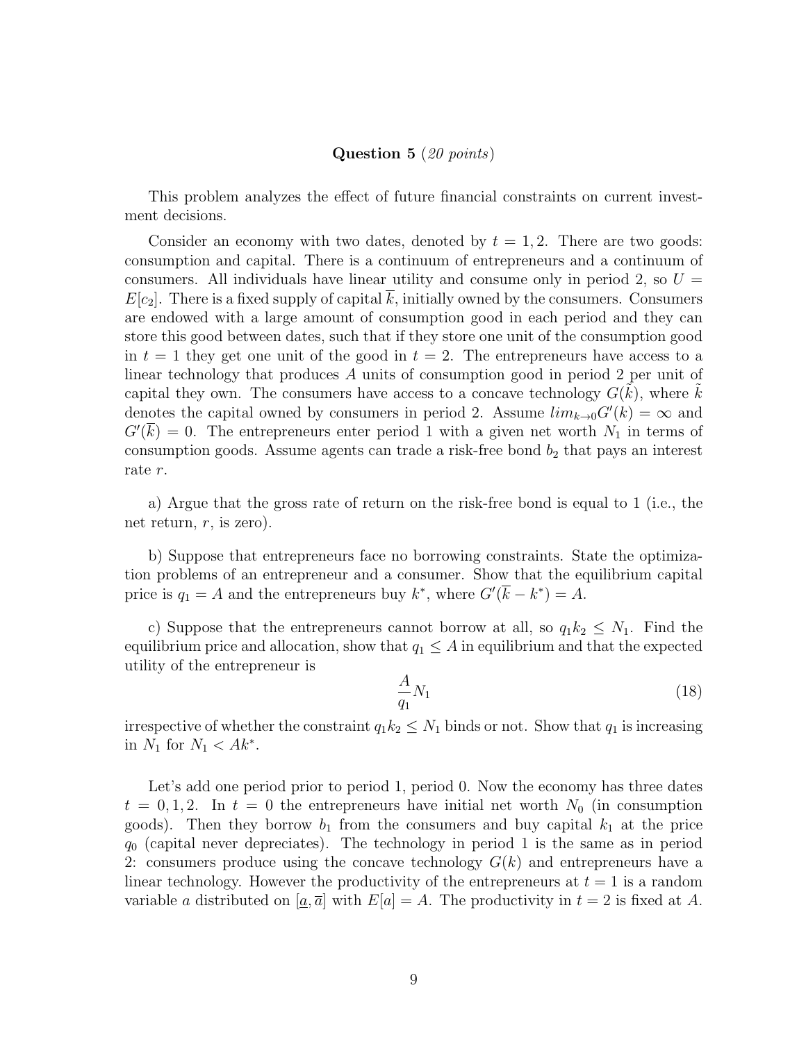**Question 5** (*20 points*)

This problem analyzes the effect of future financial constraints on current investment decisions.

Consider an economy with two dates, denoted by $t = 1, 2$. There are two goods: consumption and capital. There is a continuum of entrepreneurs and a continuum of consumers. All individuals have linear utility and consume only in period 2, so $U = E[c_2]$. There is a fixed supply of capital $\overline{k}$, initially owned by the consumers. Consumers are endowed with a large amount of consumption good in each period and they can store this good between dates, such that if they store one unit of the consumption good in $t = 1$ they get one unit of the good in $t = 2$. The entrepreneurs have access to a linear technology that produces $A$ units of consumption good in period 2 per unit of capital they own. The consumers have access to a concave technology $G(\tilde{k})$, where $\tilde{k}$ denotes the capital owned by consumers in period 2. Assume $lim_{k \to 0} G'(k) = \infty$ and $G'(\overline{k}) = 0$. The entrepreneurs enter period 1 with a given net worth $N_1$ in terms of consumption goods. Assume agents can trade a risk-free bond $b_2$ that pays an interest rate $r$.

a) Argue that the gross rate of return on the risk-free bond is equal to 1 (i.e., the net return, $r$, is zero).

b) Suppose that entrepreneurs face no borrowing constraints. State the optimization problems of an entrepreneur and a consumer. Show that the equilibrium capital price is $q_1 = A$ and the entrepreneurs buy $k^*$, where $G'(\overline{k} - k^*) = A$.

c) Suppose that the entrepreneurs cannot borrow at all, so $q_1 k_2 \leq N_1$. Find the equilibrium price and allocation, show that $q_1 \leq A$ in equilibrium and that the expected utility of the entrepreneur is

$$\frac{A}{q_1} N_1 \tag{18}$$

irrespective of whether the constraint $q_1 k_2 \leq N_1$ binds or not. Show that $q_1$ is increasing in $N_1$ for $N_1 < Ak^*$.

Let's add one period prior to period 1, period 0. Now the economy has three dates $t = 0, 1, 2$. In $t = 0$ the entrepreneurs have initial net worth $N_0$ (in consumption goods). Then they borrow $b_1$ from the consumers and buy capital $k_1$ at the price $q_0$ (capital never depreciates). The technology in period 1 is the same as in period 2: consumers produce using the concave technology $G(k)$ and entrepreneurs have a linear technology. However the productivity of the entrepreneurs at $t = 1$ is a random variable $a$ distributed on $[\underline{a}, \overline{a}]$ with $E[a] = A$. The productivity in $t = 2$ is fixed at $A$.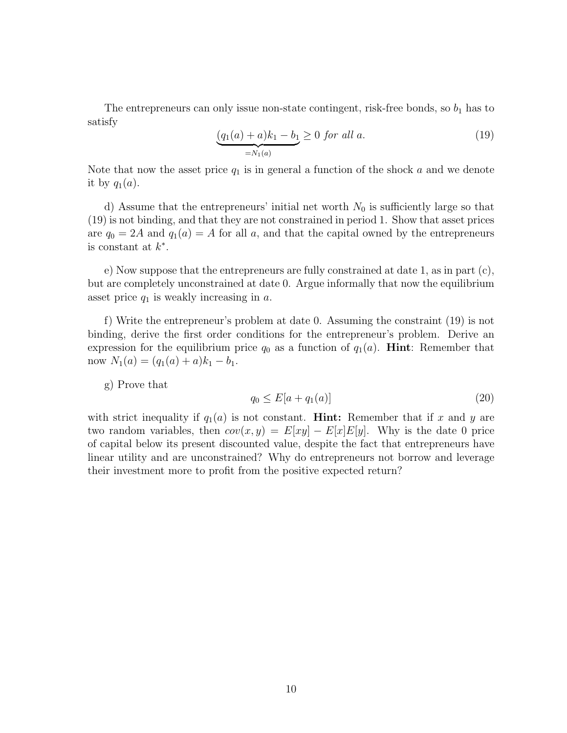The entrepreneurs can only issue non-state contingent, risk-free bonds, so $b_1$ has to satisfy

$$\underbrace{(q_1(a) + a)k_1 - b_1}_{=N_1(a)} \geq 0 \text{ for all } a. \tag{19}$$

Note that now the asset price $q_1$ is in general a function of the shock $a$ and we denote it by $q_1(a)$.

d) Assume that the entrepreneurs' initial net worth $N_0$ is sufficiently large so that (19) is not binding, and that they are not constrained in period 1. Show that asset prices are $q_0 = 2A$ and $q_1(a) = A$ for all $a$, and that the capital owned by the entrepreneurs is constant at $k^*$.

e) Now suppose that the entrepreneurs are fully constrained at date 1, as in part (c), but are completely unconstrained at date 0. Argue informally that now the equilibrium asset price $q_1$ is weakly increasing in $a$.

f) Write the entrepreneur's problem at date 0. Assuming the constraint (19) is not binding, derive the first order conditions for the entrepreneur's problem. Derive an expression for the equilibrium price $q_0$ as a function of $q_1(a)$. **Hint**: Remember that now $N_1(a) = (q_1(a) + a)k_1 - b_1$.

g) Prove that

$$q_0 \leq E[a + q_1(a)] \tag{20}$$

with strict inequality if $q_1(a)$ is not constant. **Hint:** Remember that if $x$ and $y$ are two random variables, then $cov(x, y) = E[xy] - E[x]E[y]$. Why is the date 0 price of capital below its present discounted value, despite the fact that entrepreneurs have linear utility and are unconstrained? Why do entrepreneurs not borrow and leverage their investment more to profit from the positive expected return?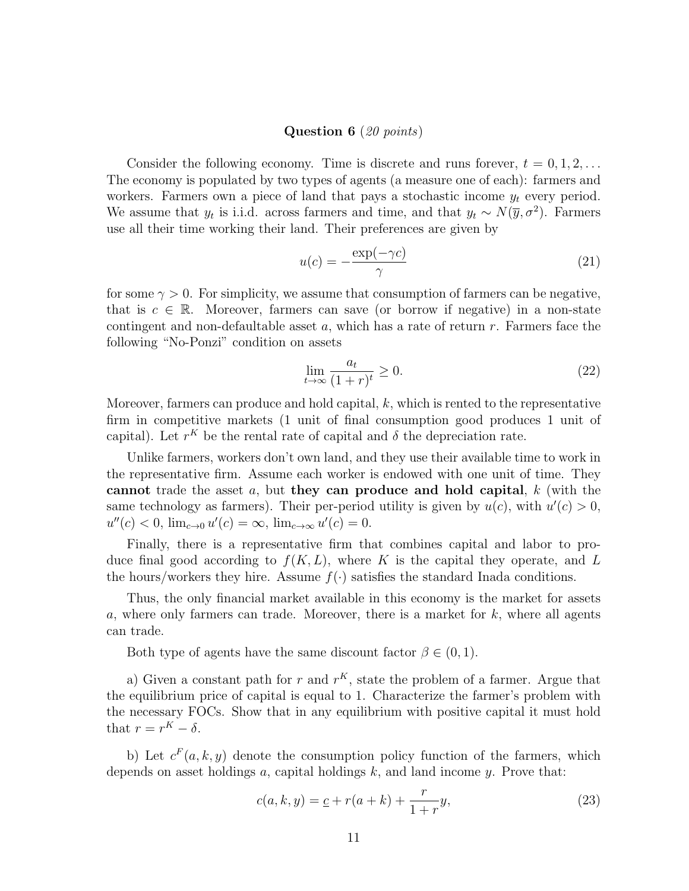**Question 6** *(20 points)*

Consider the following economy. Time is discrete and runs forever, $t = 0, 1, 2, \ldots$ The economy is populated by two types of agents (a measure one of each): farmers and workers. Farmers own a piece of land that pays a stochastic income $y_t$ every period. We assume that $y_t$ is i.i.d. across farmers and time, and that $y_t \sim N(\overline{y}, \sigma^2)$. Farmers use all their time working their land. Their preferences are given by

$$u(c) = -\frac{\exp(-\gamma c)}{\gamma} \tag{21}$$

for some $\gamma > 0$. For simplicity, we assume that consumption of farmers can be negative, that is $c \in \mathbb{R}$. Moreover, farmers can save (or borrow if negative) in a non-state contingent and non-defaultable asset $a$, which has a rate of return $r$. Farmers face the following "No-Ponzi" condition on assets

$$\lim_{t\to\infty} \frac{a_t}{(1+r)^t} \geq 0. \tag{22}$$

Moreover, farmers can produce and hold capital, $k$, which is rented to the representative firm in competitive markets (1 unit of final consumption good produces 1 unit of capital). Let $r^K$ be the rental rate of capital and $\delta$ the depreciation rate.

Unlike farmers, workers don't own land, and they use their available time to work in the representative firm. Assume each worker is endowed with one unit of time. They **cannot** trade the asset $a$, but **they can produce and hold capital**, $k$ (with the same technology as farmers). Their per-period utility is given by $u(c)$, with $u'(c) > 0$, $u''(c) < 0$, $\lim_{c\to 0} u'(c) = \infty$, $\lim_{c\to\infty} u'(c) = 0$.

Finally, there is a representative firm that combines capital and labor to produce final good according to $f(K, L)$, where $K$ is the capital they operate, and $L$ the hours/workers they hire. Assume $f(\cdot)$ satisfies the standard Inada conditions.

Thus, the only financial market available in this economy is the market for assets $a$, where only farmers can trade. Moreover, there is a market for $k$, where all agents can trade.

Both type of agents have the same discount factor $\beta \in (0, 1)$.

a) Given a constant path for $r$ and $r^K$, state the problem of a farmer. Argue that the equilibrium price of capital is equal to 1. Characterize the farmer's problem with the necessary FOCs. Show that in any equilibrium with positive capital it must hold that $r = r^K - \delta$.

b) Let $c^F(a, k, y)$ denote the consumption policy function of the farmers, which depends on asset holdings $a$, capital holdings $k$, and land income $y$. Prove that:

$$c(a, k, y) = \underline{c} + r(a + k) + \frac{r}{1+r}y, \tag{23}$$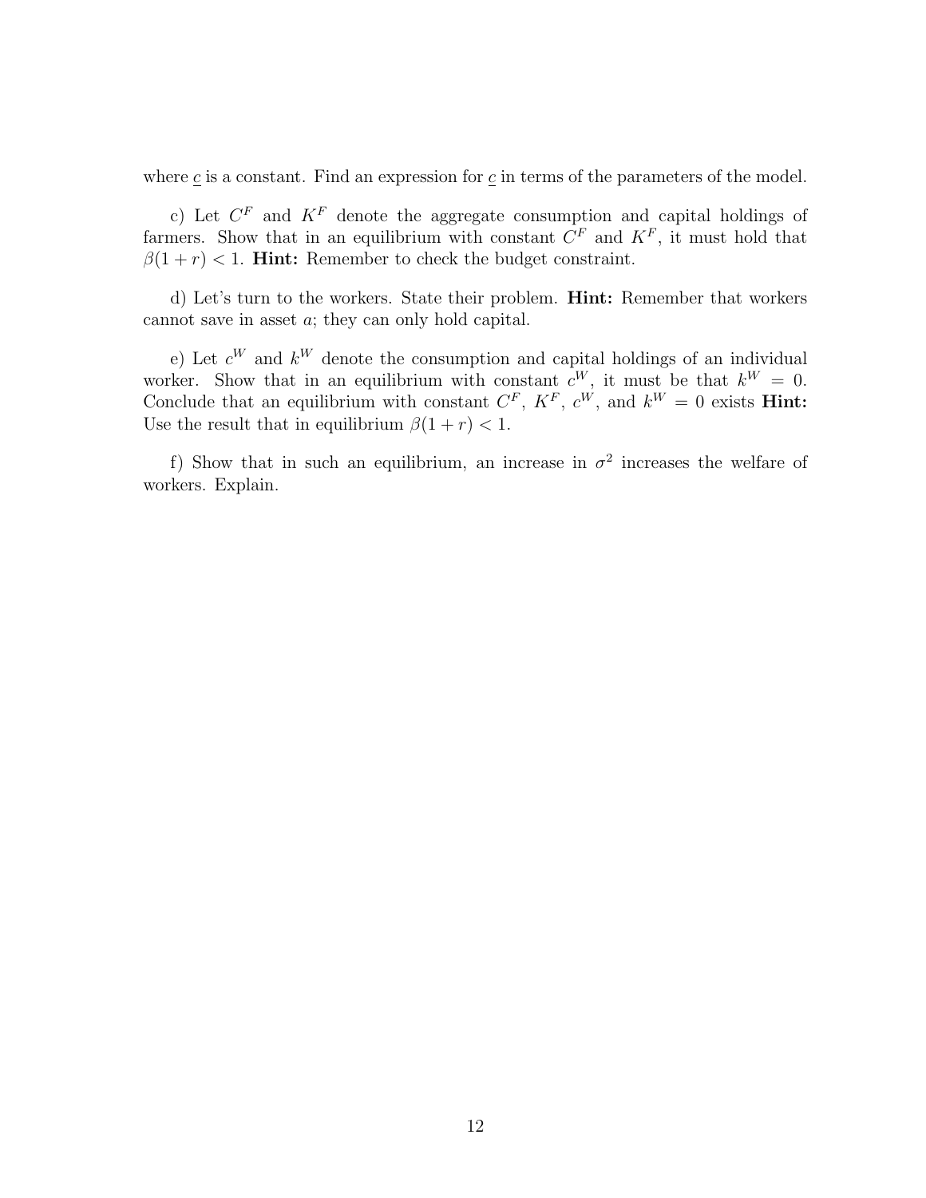where $\underline{c}$ is a constant. Find an expression for $\underline{c}$ in terms of the parameters of the model.

c) Let $C^F$ and $K^F$ denote the aggregate consumption and capital holdings of farmers. Show that in an equilibrium with constant $C^F$ and $K^F$, it must hold that $\beta(1+r) < 1$. **Hint:** Remember to check the budget constraint.

d) Let's turn to the workers. State their problem. **Hint:** Remember that workers cannot save in asset $a$; they can only hold capital.

e) Let $c^W$ and $k^W$ denote the consumption and capital holdings of an individual worker. Show that in an equilibrium with constant $c^W$, it must be that $k^W = 0$. Conclude that an equilibrium with constant $C^F$, $K^F$, $c^W$, and $k^W = 0$ exists **Hint:** Use the result that in equilibrium $\beta(1+r) < 1$.

f) Show that in such an equilibrium, an increase in $\sigma^2$ increases the welfare of workers. Explain.